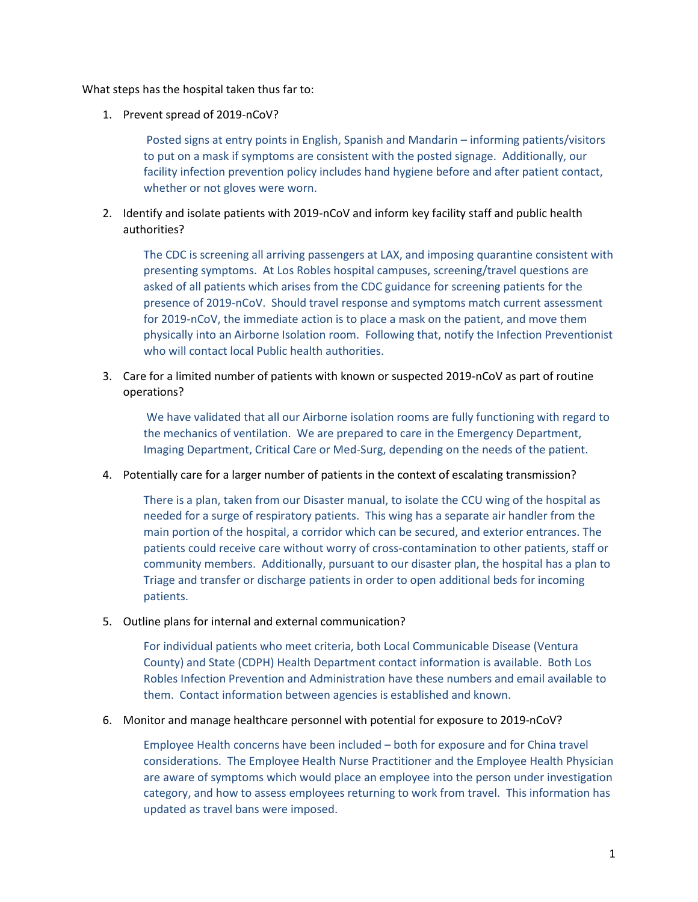What steps has the hospital taken thus far to:

1. Prevent spread of 2019-nCoV?

   Posted signs at entry points in English, Spanish and Mandarin – informing patients/visitors to put on a mask if symptoms are consistent with the posted signage. Additionally, our facility infection prevention policy includes hand hygiene before and after patient contact, whether or not gloves were worn.

2. Identify and isolate patients with 2019-nCoV and inform key facility staff and public health authorities?

   The CDC is screening all arriving passengers at LAX, and imposing quarantine consistent with presenting symptoms. At Los Robles hospital campuses, screening/travel questions are asked of all patients which arises from the CDC guidance for screening patients for the presence of 2019-nCoV. Should travel response and symptoms match current assessment for 2019-nCoV, the immediate action is to place a mask on the patient, and move them physically into an Airborne Isolation room. Following that, notify the Infection Preventionist who will contact local Public health authorities.

3. Care for a limited number of patients with known or suspected 2019-nCoV as part of routine operations?

   We have validated that all our Airborne isolation rooms are fully functioning with regard to the mechanics of ventilation. We are prepared to care in the Emergency Department, Imaging Department, Critical Care or Med-Surg, depending on the needs of the patient.

4. Potentially care for a larger number of patients in the context of escalating transmission?

   There is a plan, taken from our Disaster manual, to isolate the CCU wing of the hospital as needed for a surge of respiratory patients. This wing has a separate air handler from the main portion of the hospital, a corridor which can be secured, and exterior entrances. The patients could receive care without worry of cross-contamination to other patients, staff or community members. Additionally, pursuant to our disaster plan, the hospital has a plan to Triage and transfer or discharge patients in order to open additional beds for incoming patients.

5. Outline plans for internal and external communication?

   For individual patients who meet criteria, both Local Communicable Disease (Ventura County) and State (CDPH) Health Department contact information is available. Both Los Robles Infection Prevention and Administration have these numbers and email available to them. Contact information between agencies is established and known.

6. Monitor and manage healthcare personnel with potential for exposure to 2019-nCoV?

   Employee Health concerns have been included – both for exposure and for China travel considerations. The Employee Health Nurse Practitioner and the Employee Health Physician are aware of symptoms which would place an employee into the person under investigation category, and how to assess employees returning to work from travel. This information has updated as travel bans were imposed.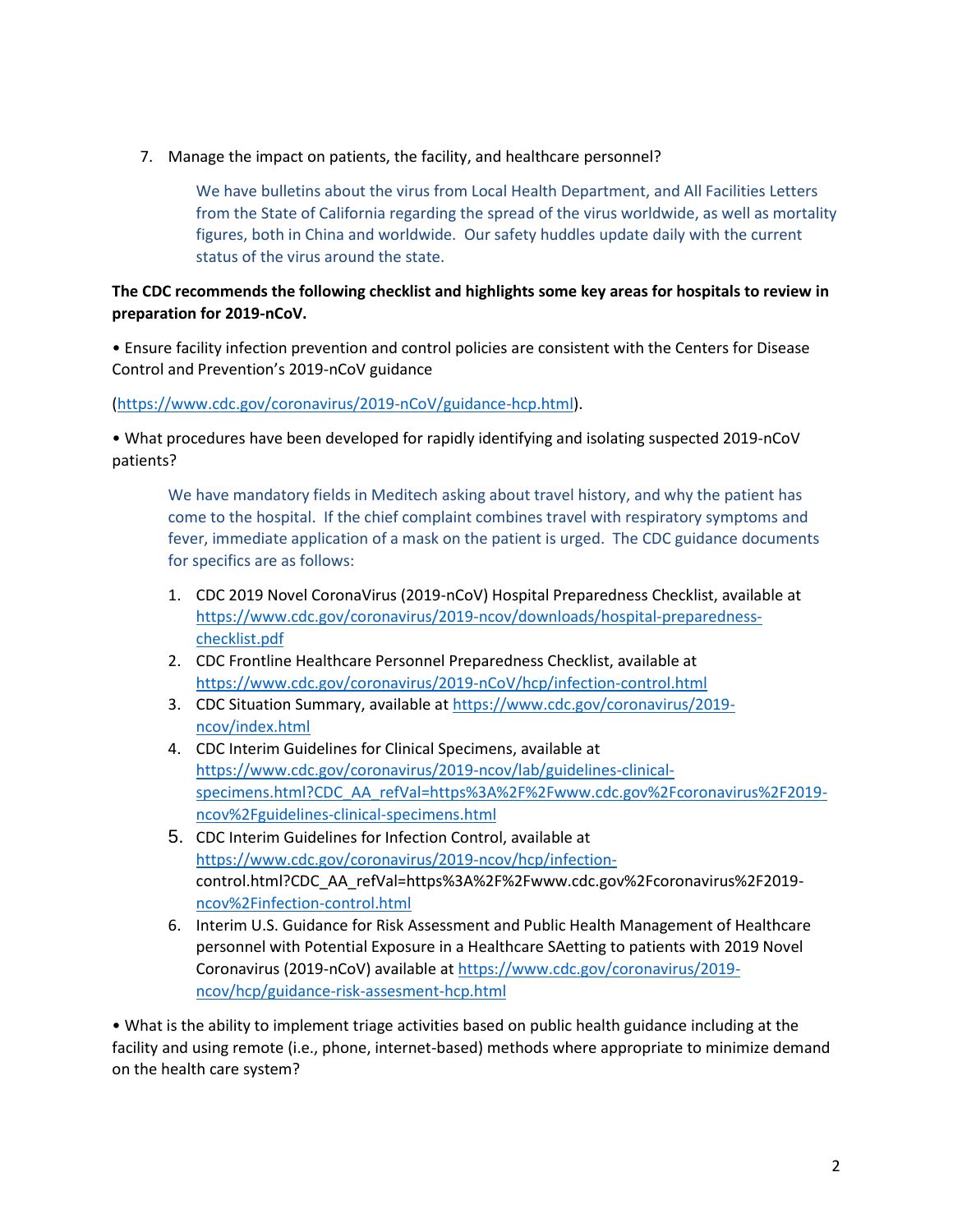7. Manage the impact on patients, the facility, and healthcare personnel?

   We have bulletins about the virus from Local Health Department, and All Facilities Letters from the State of California regarding the spread of the virus worldwide, as well as mortality figures, both in China and worldwide. Our safety huddles update daily with the current status of the virus around the state.

**The CDC recommends the following checklist and highlights some key areas for hospitals to review in preparation for 2019-nCoV.**

• Ensure facility infection prevention and control policies are consistent with the Centers for Disease Control and Prevention's 2019-nCoV guidance

(https://www.cdc.gov/coronavirus/2019-nCoV/guidance-hcp.html).

• What procedures have been developed for rapidly identifying and isolating suspected 2019-nCoV patients?

   We have mandatory fields in Meditech asking about travel history, and why the patient has come to the hospital. If the chief complaint combines travel with respiratory symptoms and fever, immediate application of a mask on the patient is urged. The CDC guidance documents for specifics are as follows:

   1. CDC 2019 Novel CoronaVirus (2019-nCoV) Hospital Preparedness Checklist, available at https://www.cdc.gov/coronavirus/2019-ncov/downloads/hospital-preparedness-checklist.pdf
   2. CDC Frontline Healthcare Personnel Preparedness Checklist, available at https://www.cdc.gov/coronavirus/2019-nCoV/hcp/infection-control.html
   3. CDC Situation Summary, available at https://www.cdc.gov/coronavirus/2019-ncov/index.html
   4. CDC Interim Guidelines for Clinical Specimens, available at https://www.cdc.gov/coronavirus/2019-ncov/lab/guidelines-clinical-specimens.html?CDC_AA_refVal=https%3A%2F%2Fwww.cdc.gov%2Fcoronavirus%2F2019-ncov%2Fguidelines-clinical-specimens.html
   5. CDC Interim Guidelines for Infection Control, available at https://www.cdc.gov/coronavirus/2019-ncov/hcp/infection-control.html?CDC_AA_refVal=https%3A%2F%2Fwww.cdc.gov%2Fcoronavirus%2F2019-ncov%2Finfection-control.html
   6. Interim U.S. Guidance for Risk Assessment and Public Health Management of Healthcare personnel with Potential Exposure in a Healthcare SAetting to patients with 2019 Novel Coronavirus (2019-nCoV) available at https://www.cdc.gov/coronavirus/2019-ncov/hcp/guidance-risk-assesment-hcp.html

• What is the ability to implement triage activities based on public health guidance including at the facility and using remote (i.e., phone, internet-based) methods where appropriate to minimize demand on the health care system?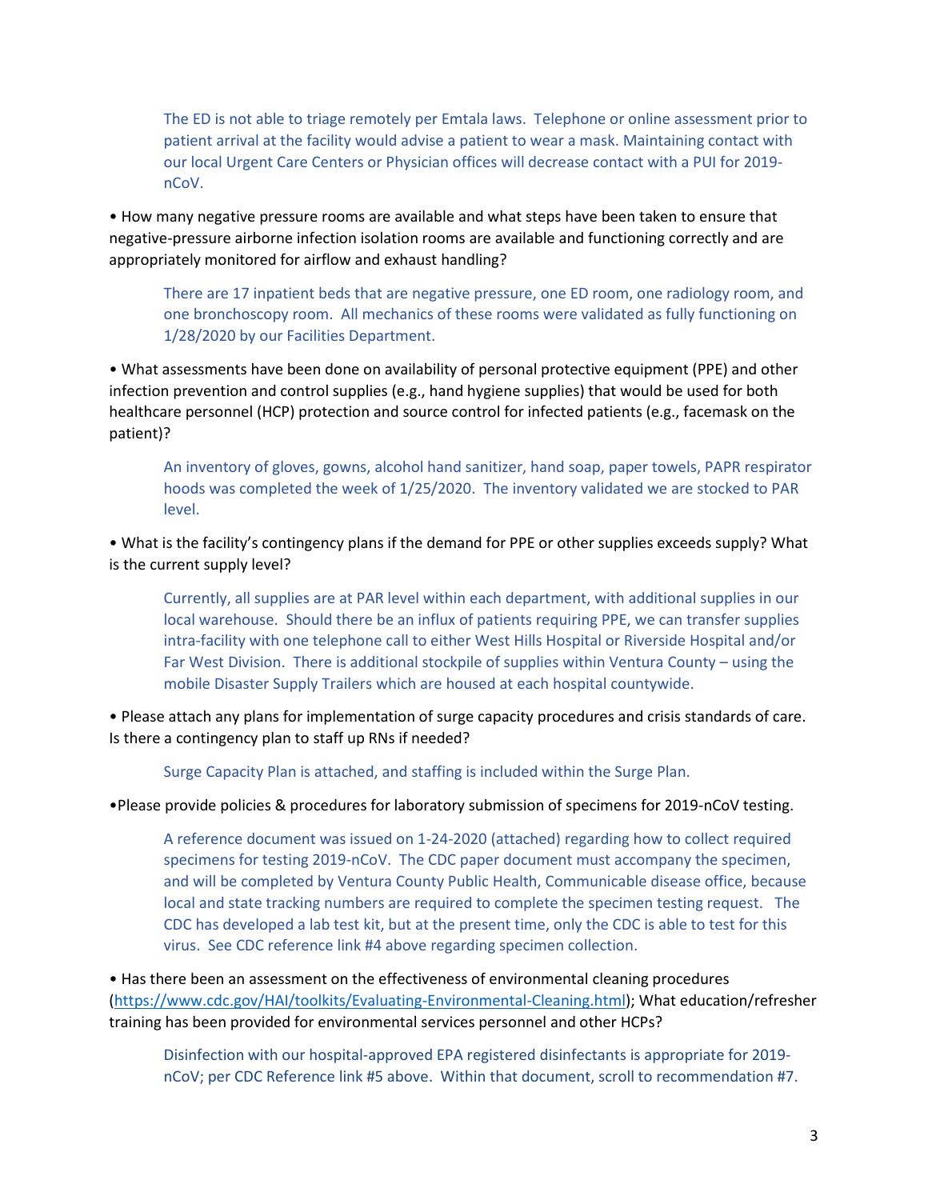The ED is not able to triage remotely per Emtala laws. Telephone or online assessment prior to patient arrival at the facility would advise a patient to wear a mask. Maintaining contact with our local Urgent Care Centers or Physician offices will decrease contact with a PUI for 2019-nCoV.

- How many negative pressure rooms are available and what steps have been taken to ensure that negative-pressure airborne infection isolation rooms are available and functioning correctly and are appropriately monitored for airflow and exhaust handling?

  There are 17 inpatient beds that are negative pressure, one ED room, one radiology room, and one bronchoscopy room. All mechanics of these rooms were validated as fully functioning on 1/28/2020 by our Facilities Department.

- What assessments have been done on availability of personal protective equipment (PPE) and other infection prevention and control supplies (e.g., hand hygiene supplies) that would be used for both healthcare personnel (HCP) protection and source control for infected patients (e.g., facemask on the patient)?

  An inventory of gloves, gowns, alcohol hand sanitizer, hand soap, paper towels, PAPR respirator hoods was completed the week of 1/25/2020. The inventory validated we are stocked to PAR level.

- What is the facility's contingency plans if the demand for PPE or other supplies exceeds supply? What is the current supply level?

  Currently, all supplies are at PAR level within each department, with additional supplies in our local warehouse. Should there be an influx of patients requiring PPE, we can transfer supplies intra-facility with one telephone call to either West Hills Hospital or Riverside Hospital and/or Far West Division. There is additional stockpile of supplies within Ventura County – using the mobile Disaster Supply Trailers which are housed at each hospital countywide.

- Please attach any plans for implementation of surge capacity procedures and crisis standards of care. Is there a contingency plan to staff up RNs if needed?

  Surge Capacity Plan is attached, and staffing is included within the Surge Plan.

- Please provide policies & procedures for laboratory submission of specimens for 2019-nCoV testing.

  A reference document was issued on 1-24-2020 (attached) regarding how to collect required specimens for testing 2019-nCoV. The CDC paper document must accompany the specimen, and will be completed by Ventura County Public Health, Communicable disease office, because local and state tracking numbers are required to complete the specimen testing request. The CDC has developed a lab test kit, but at the present time, only the CDC is able to test for this virus. See CDC reference link #4 above regarding specimen collection.

- Has there been an assessment on the effectiveness of environmental cleaning procedures (https://www.cdc.gov/HAI/toolkits/Evaluating-Environmental-Cleaning.html); What education/refresher training has been provided for environmental services personnel and other HCPs?

  Disinfection with our hospital-approved EPA registered disinfectants is appropriate for 2019-nCoV; per CDC Reference link #5 above. Within that document, scroll to recommendation #7.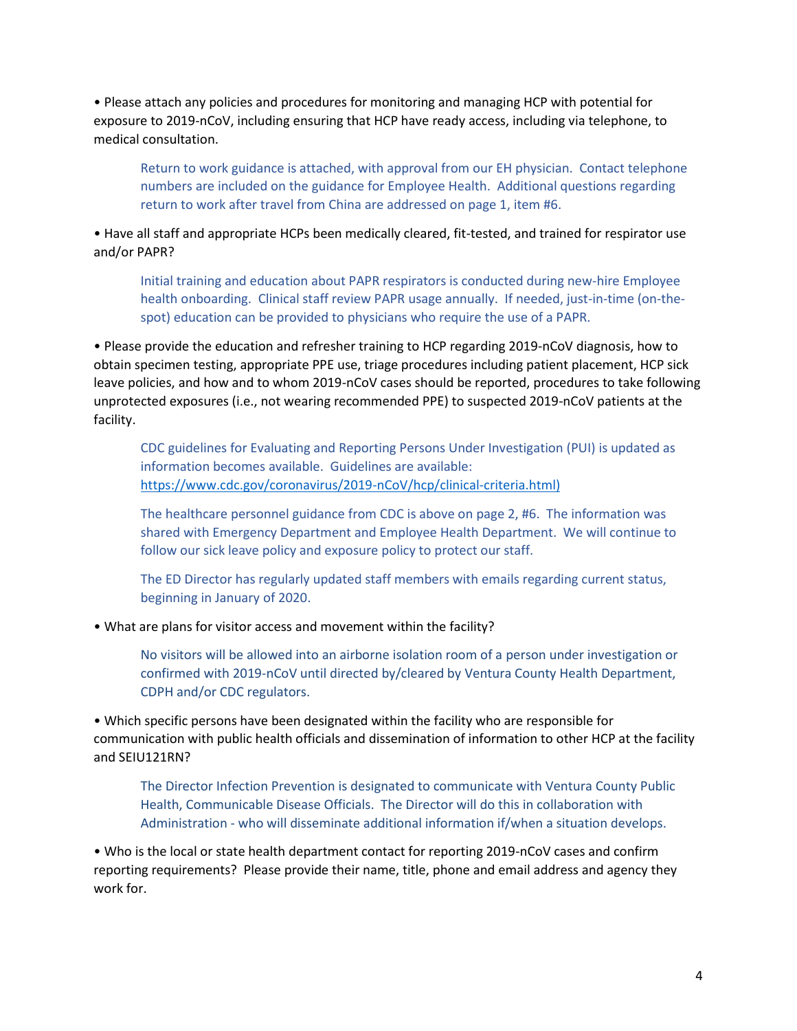• Please attach any policies and procedures for monitoring and managing HCP with potential for exposure to 2019-nCoV, including ensuring that HCP have ready access, including via telephone, to medical consultation.

> Return to work guidance is attached, with approval from our EH physician. Contact telephone numbers are included on the guidance for Employee Health. Additional questions regarding return to work after travel from China are addressed on page 1, item #6.

• Have all staff and appropriate HCPs been medically cleared, fit-tested, and trained for respirator use and/or PAPR?

> Initial training and education about PAPR respirators is conducted during new-hire Employee health onboarding. Clinical staff review PAPR usage annually. If needed, just-in-time (on-the-spot) education can be provided to physicians who require the use of a PAPR.

• Please provide the education and refresher training to HCP regarding 2019-nCoV diagnosis, how to obtain specimen testing, appropriate PPE use, triage procedures including patient placement, HCP sick leave policies, and how and to whom 2019-nCoV cases should be reported, procedures to take following unprotected exposures (i.e., not wearing recommended PPE) to suspected 2019-nCoV patients at the facility.

> CDC guidelines for Evaluating and Reporting Persons Under Investigation (PUI) is updated as information becomes available. Guidelines are available: https://www.cdc.gov/coronavirus/2019-nCoV/hcp/clinical-criteria.html)
>
> The healthcare personnel guidance from CDC is above on page 2, #6. The information was shared with Emergency Department and Employee Health Department. We will continue to follow our sick leave policy and exposure policy to protect our staff.
>
> The ED Director has regularly updated staff members with emails regarding current status, beginning in January of 2020.

• What are plans for visitor access and movement within the facility?

> No visitors will be allowed into an airborne isolation room of a person under investigation or confirmed with 2019-nCoV until directed by/cleared by Ventura County Health Department, CDPH and/or CDC regulators.

• Which specific persons have been designated within the facility who are responsible for communication with public health officials and dissemination of information to other HCP at the facility and SEIU121RN?

> The Director Infection Prevention is designated to communicate with Ventura County Public Health, Communicable Disease Officials. The Director will do this in collaboration with Administration - who will disseminate additional information if/when a situation develops.

• Who is the local or state health department contact for reporting 2019-nCoV cases and confirm reporting requirements? Please provide their name, title, phone and email address and agency they work for.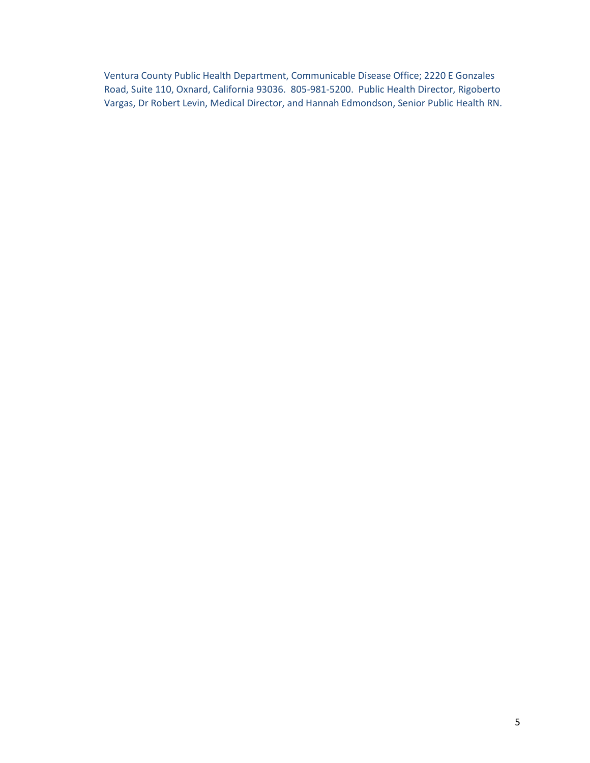Ventura County Public Health Department, Communicable Disease Office; 2220 E Gonzales Road, Suite 110, Oxnard, California 93036. 805-981-5200. Public Health Director, Rigoberto Vargas, Dr Robert Levin, Medical Director, and Hannah Edmondson, Senior Public Health RN.